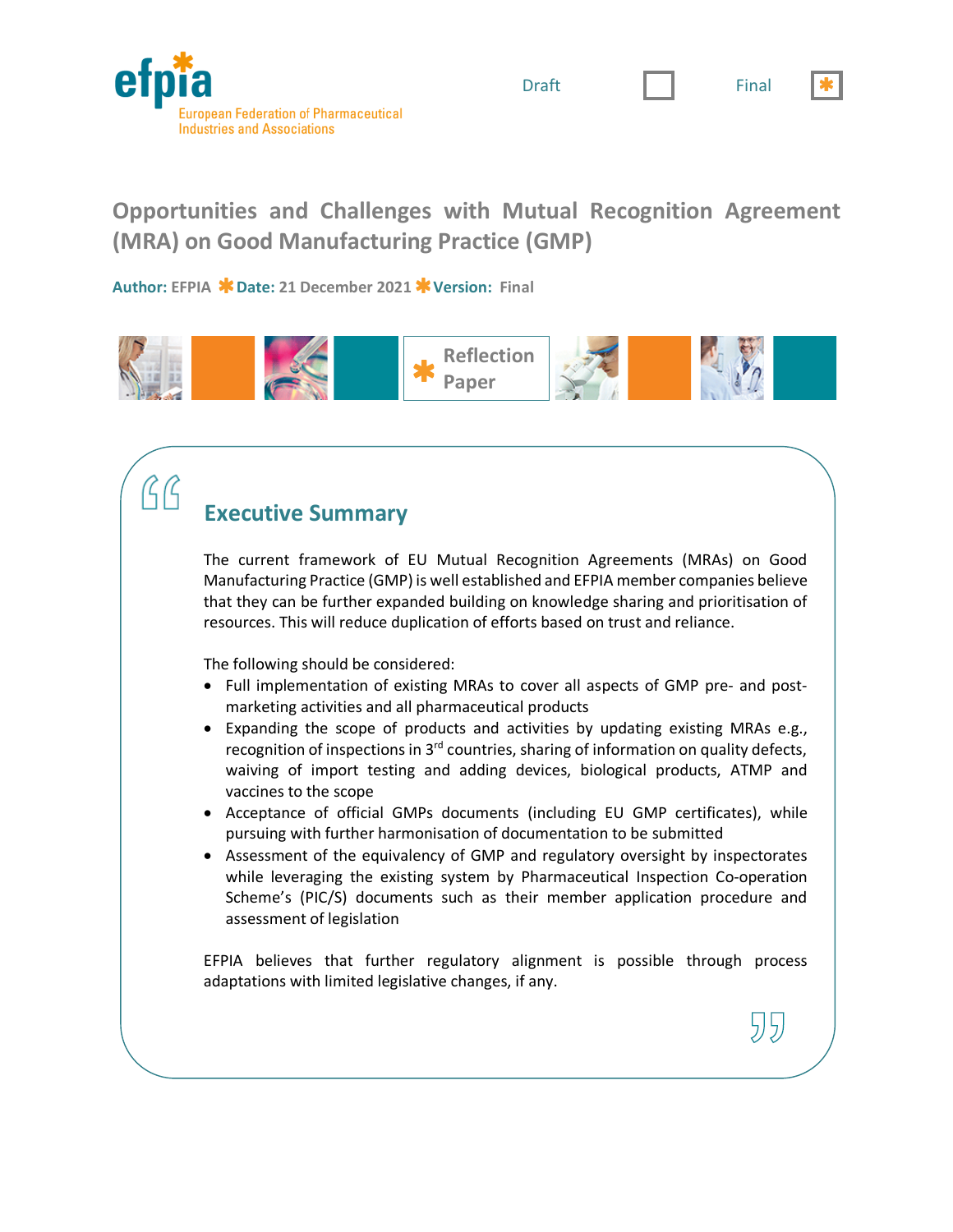efpia

European Federation of Pharmaceutical Industries and Associations

Draft ☐ Final ☒

# Opportunities and Challenges with Mutual Recognition Agreement (MRA) on Good Manufacturing Practice (GMP)

**Author:** EFPIA * **Date:** 21 December 2021 * **Version:** Final

Reflection Paper

## Executive Summary

The current framework of EU Mutual Recognition Agreements (MRAs) on Good Manufacturing Practice (GMP) is well established and EFPIA member companies believe that they can be further expanded building on knowledge sharing and prioritisation of resources. This will reduce duplication of efforts based on trust and reliance.

The following should be considered:

- Full implementation of existing MRAs to cover all aspects of GMP pre- and post-marketing activities and all pharmaceutical products
- Expanding the scope of products and activities by updating existing MRAs e.g., recognition of inspections in 3rd countries, sharing of information on quality defects, waiving of import testing and adding devices, biological products, ATMP and vaccines to the scope
- Acceptance of official GMPs documents (including EU GMP certificates), while pursuing with further harmonisation of documentation to be submitted
- Assessment of the equivalency of GMP and regulatory oversight by inspectorates while leveraging the existing system by Pharmaceutical Inspection Co-operation Scheme's (PIC/S) documents such as their member application procedure and assessment of legislation

EFPIA believes that further regulatory alignment is possible through process adaptations with limited legislative changes, if any.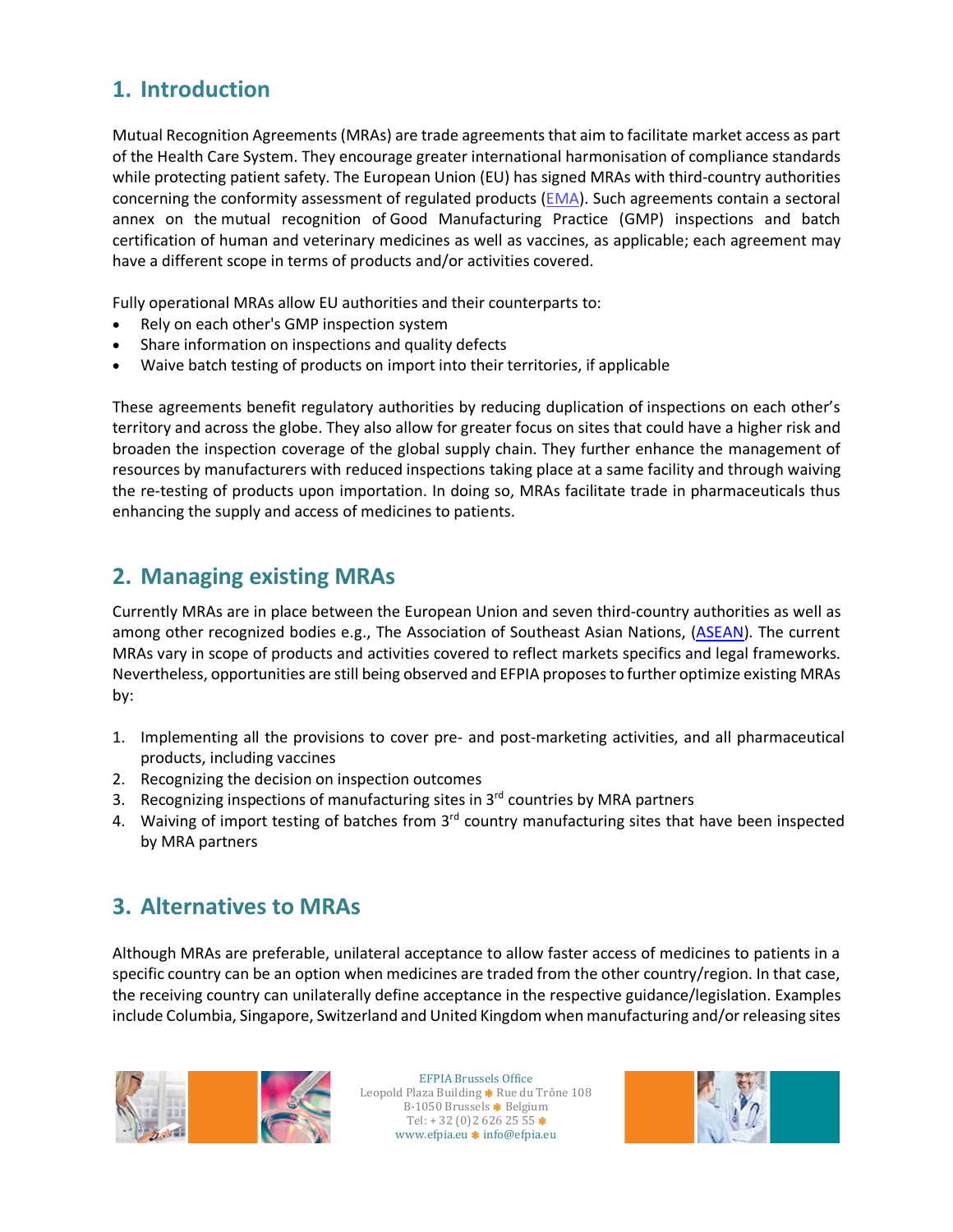## 1. Introduction

Mutual Recognition Agreements (MRAs) are trade agreements that aim to facilitate market access as part of the Health Care System. They encourage greater international harmonisation of compliance standards while protecting patient safety. The European Union (EU) has signed MRAs with third-country authorities concerning the conformity assessment of regulated products (EMA). Such agreements contain a sectoral annex on the mutual recognition of Good Manufacturing Practice (GMP) inspections and batch certification of human and veterinary medicines as well as vaccines, as applicable; each agreement may have a different scope in terms of products and/or activities covered.

Fully operational MRAs allow EU authorities and their counterparts to:

- Rely on each other's GMP inspection system
- Share information on inspections and quality defects
- Waive batch testing of products on import into their territories, if applicable

These agreements benefit regulatory authorities by reducing duplication of inspections on each other's territory and across the globe. They also allow for greater focus on sites that could have a higher risk and broaden the inspection coverage of the global supply chain. They further enhance the management of resources by manufacturers with reduced inspections taking place at a same facility and through waiving the re-testing of products upon importation. In doing so, MRAs facilitate trade in pharmaceuticals thus enhancing the supply and access of medicines to patients.

## 2. Managing existing MRAs

Currently MRAs are in place between the European Union and seven third-country authorities as well as among other recognized bodies e.g., The Association of Southeast Asian Nations, (ASEAN). The current MRAs vary in scope of products and activities covered to reflect markets specifics and legal frameworks. Nevertheless, opportunities are still being observed and EFPIA proposes to further optimize existing MRAs by:

1. Implementing all the provisions to cover pre- and post-marketing activities, and all pharmaceutical products, including vaccines
2. Recognizing the decision on inspection outcomes
3. Recognizing inspections of manufacturing sites in 3rd countries by MRA partners
4. Waiving of import testing of batches from 3rd country manufacturing sites that have been inspected by MRA partners

## 3. Alternatives to MRAs

Although MRAs are preferable, unilateral acceptance to allow faster access of medicines to patients in a specific country can be an option when medicines are traded from the other country/region. In that case, the receiving country can unilaterally define acceptance in the respective guidance/legislation. Examples include Columbia, Singapore, Switzerland and United Kingdom when manufacturing and/or releasing sites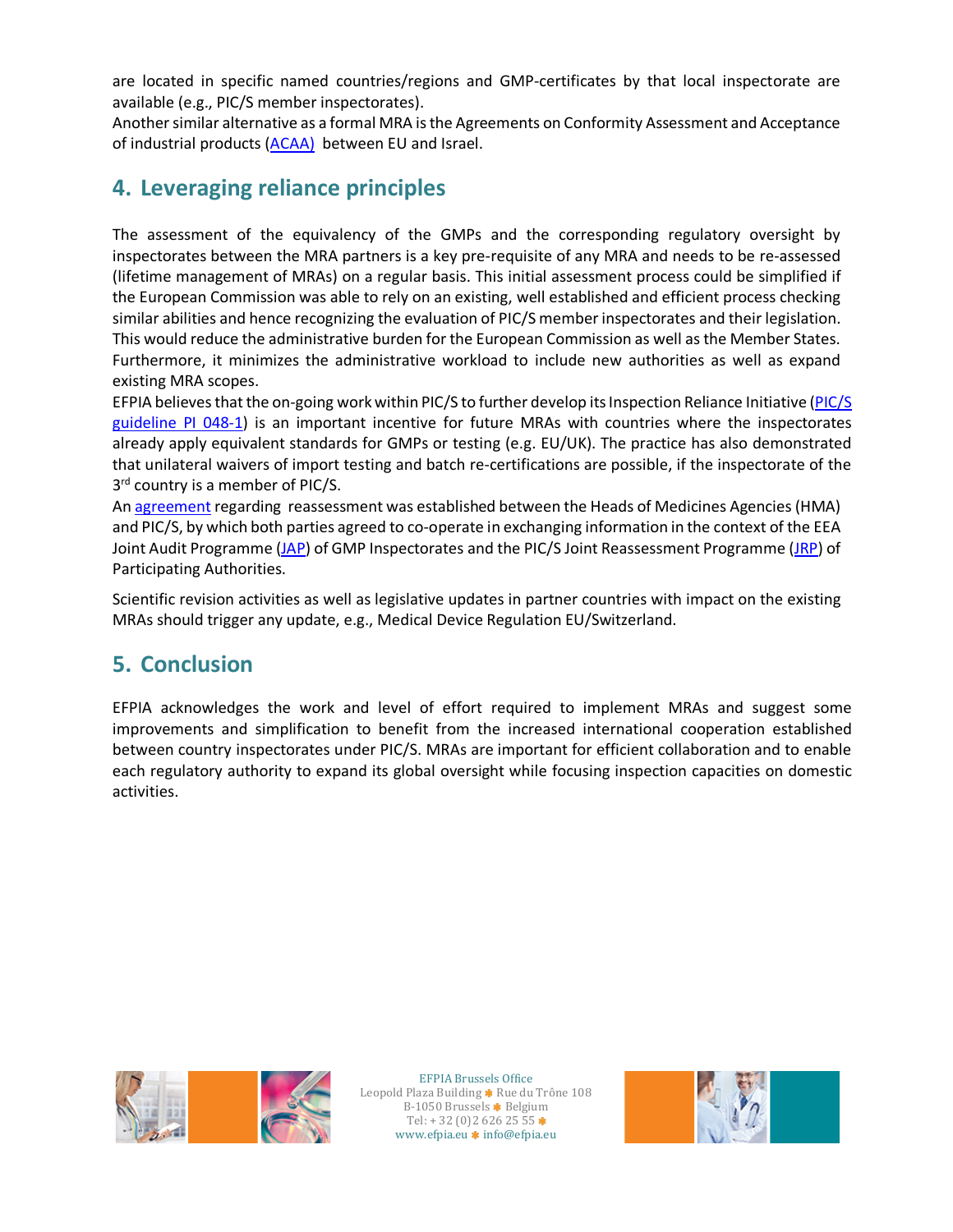are located in specific named countries/regions and GMP-certificates by that local inspectorate are available (e.g., PIC/S member inspectorates).
Another similar alternative as a formal MRA is the Agreements on Conformity Assessment and Acceptance of industrial products (ACAA) between EU and Israel.

## 4. Leveraging reliance principles

The assessment of the equivalency of the GMPs and the corresponding regulatory oversight by inspectorates between the MRA partners is a key pre-requisite of any MRA and needs to be re-assessed (lifetime management of MRAs) on a regular basis. This initial assessment process could be simplified if the European Commission was able to rely on an existing, well established and efficient process checking similar abilities and hence recognizing the evaluation of PIC/S member inspectorates and their legislation. This would reduce the administrative burden for the European Commission as well as the Member States. Furthermore, it minimizes the administrative workload to include new authorities as well as expand existing MRA scopes.
EFPIA believes that the on-going work within PIC/S to further develop its Inspection Reliance Initiative (PIC/S guideline PI 048-1) is an important incentive for future MRAs with countries where the inspectorates already apply equivalent standards for GMPs or testing (e.g. EU/UK). The practice has also demonstrated that unilateral waivers of import testing and batch re-certifications are possible, if the inspectorate of the 3rd country is a member of PIC/S.
An agreement regarding reassessment was established between the Heads of Medicines Agencies (HMA) and PIC/S, by which both parties agreed to co-operate in exchanging information in the context of the EEA Joint Audit Programme (JAP) of GMP Inspectorates and the PIC/S Joint Reassessment Programme (JRP) of Participating Authorities.

Scientific revision activities as well as legislative updates in partner countries with impact on the existing MRAs should trigger any update, e.g., Medical Device Regulation EU/Switzerland.

## 5. Conclusion

EFPIA acknowledges the work and level of effort required to implement MRAs and suggest some improvements and simplification to benefit from the increased international cooperation established between country inspectorates under PIC/S. MRAs are important for efficient collaboration and to enable each regulatory authority to expand its global oversight while focusing inspection capacities on domestic activities.

EFPIA Brussels Office
Leopold Plaza Building * Rue du Trône 108
B-1050 Brussels * Belgium
Tel: + 32 (0)2 626 25 55 *
www.efpia.eu * info@efpia.eu